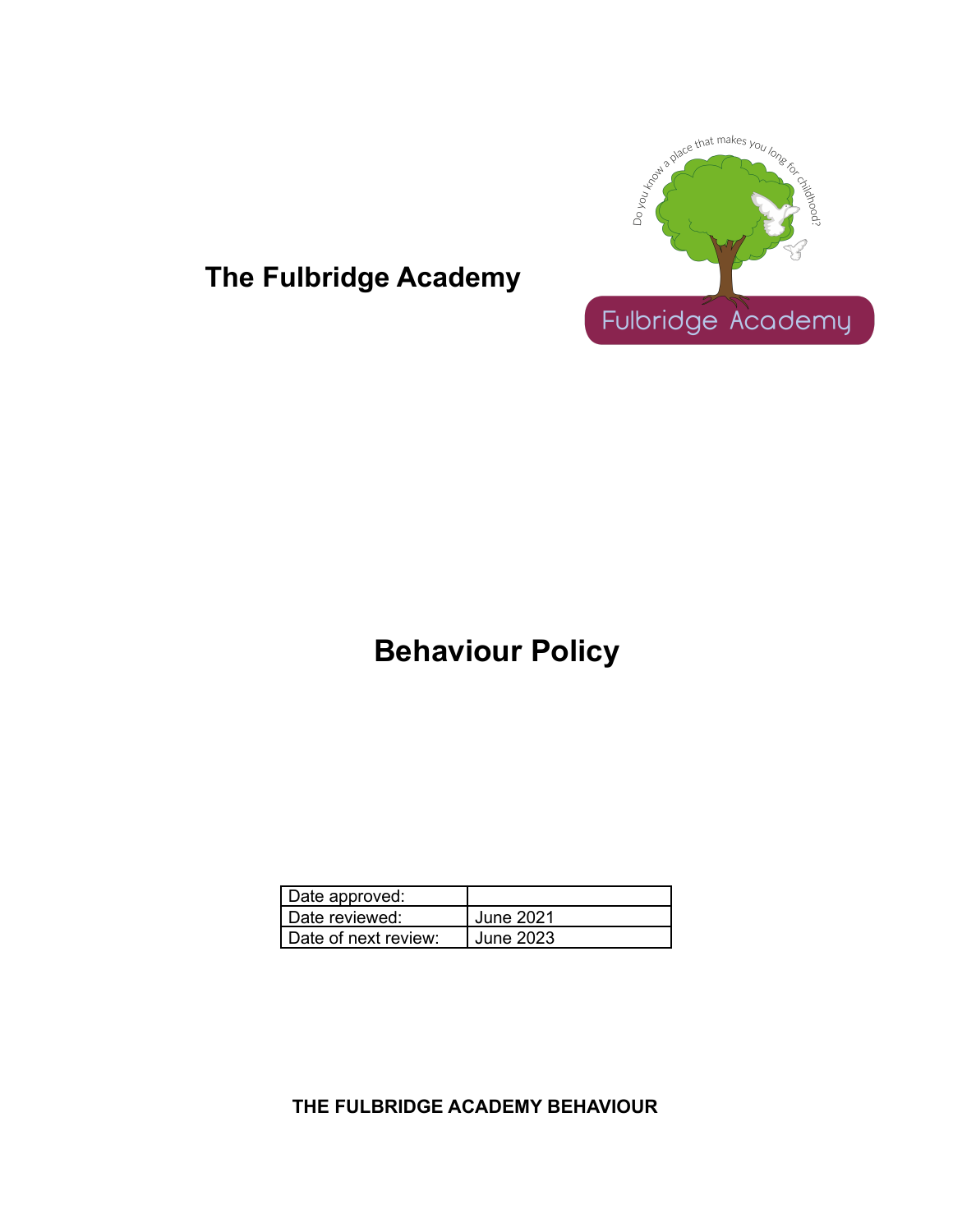# The Fulbridge Academy

# Behaviour Policy

| Date approved: | |
|---|---|
| Date reviewed: | June 2021 |
| Date of next review: | June 2023 |

**THE FULBRIDGE ACADEMY BEHAVIOUR**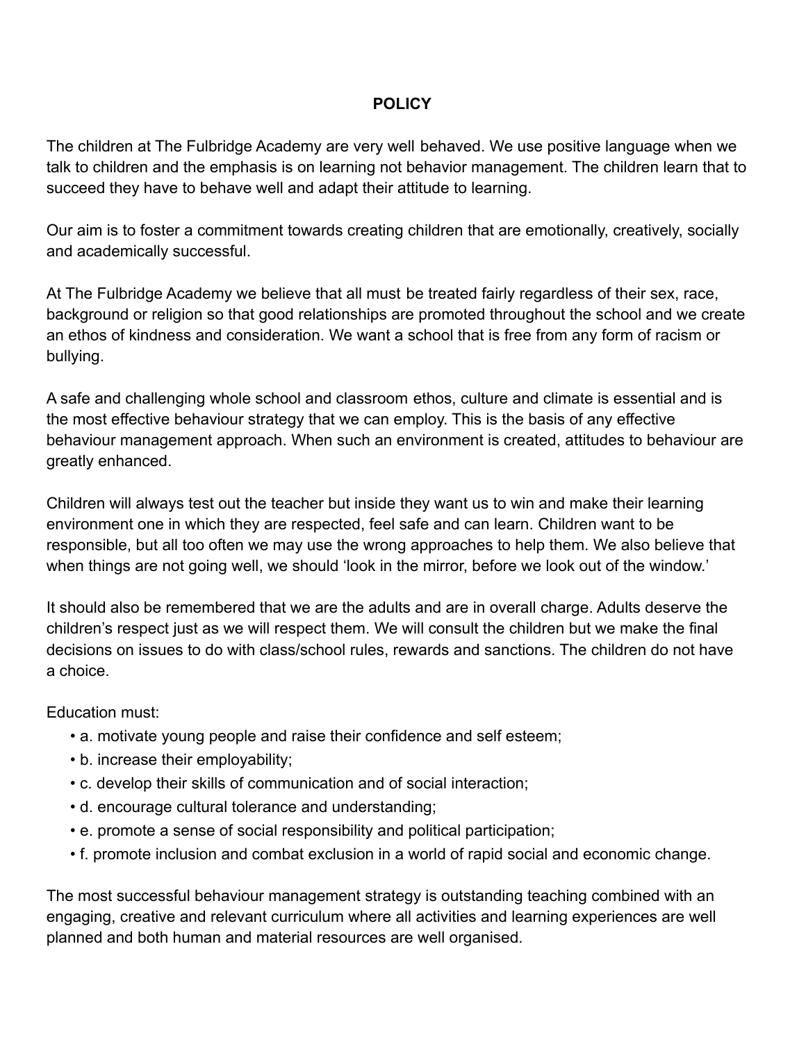## POLICY

The children at The Fulbridge Academy are very well behaved. We use positive language when we talk to children and the emphasis is on learning not behavior management. The children learn that to succeed they have to behave well and adapt their attitude to learning.

Our aim is to foster a commitment towards creating children that are emotionally, creatively, socially and academically successful.

At The Fulbridge Academy we believe that all must be treated fairly regardless of their sex, race, background or religion so that good relationships are promoted throughout the school and we create an ethos of kindness and consideration. We want a school that is free from any form of racism or bullying.

A safe and challenging whole school and classroom ethos, culture and climate is essential and is the most effective behaviour strategy that we can employ. This is the basis of any effective behaviour management approach. When such an environment is created, attitudes to behaviour are greatly enhanced.

Children will always test out the teacher but inside they want us to win and make their learning environment one in which they are respected, feel safe and can learn. Children want to be responsible, but all too often we may use the wrong approaches to help them. We also believe that when things are not going well, we should 'look in the mirror, before we look out of the window.'

It should also be remembered that we are the adults and are in overall charge. Adults deserve the children's respect just as we will respect them. We will consult the children but we make the final decisions on issues to do with class/school rules, rewards and sanctions. The children do not have a choice.

Education must:

- a. motivate young people and raise their confidence and self esteem;
- b. increase their employability;
- c. develop their skills of communication and of social interaction;
- d. encourage cultural tolerance and understanding;
- e. promote a sense of social responsibility and political participation;
- f. promote inclusion and combat exclusion in a world of rapid social and economic change.

The most successful behaviour management strategy is outstanding teaching combined with an engaging, creative and relevant curriculum where all activities and learning experiences are well planned and both human and material resources are well organised.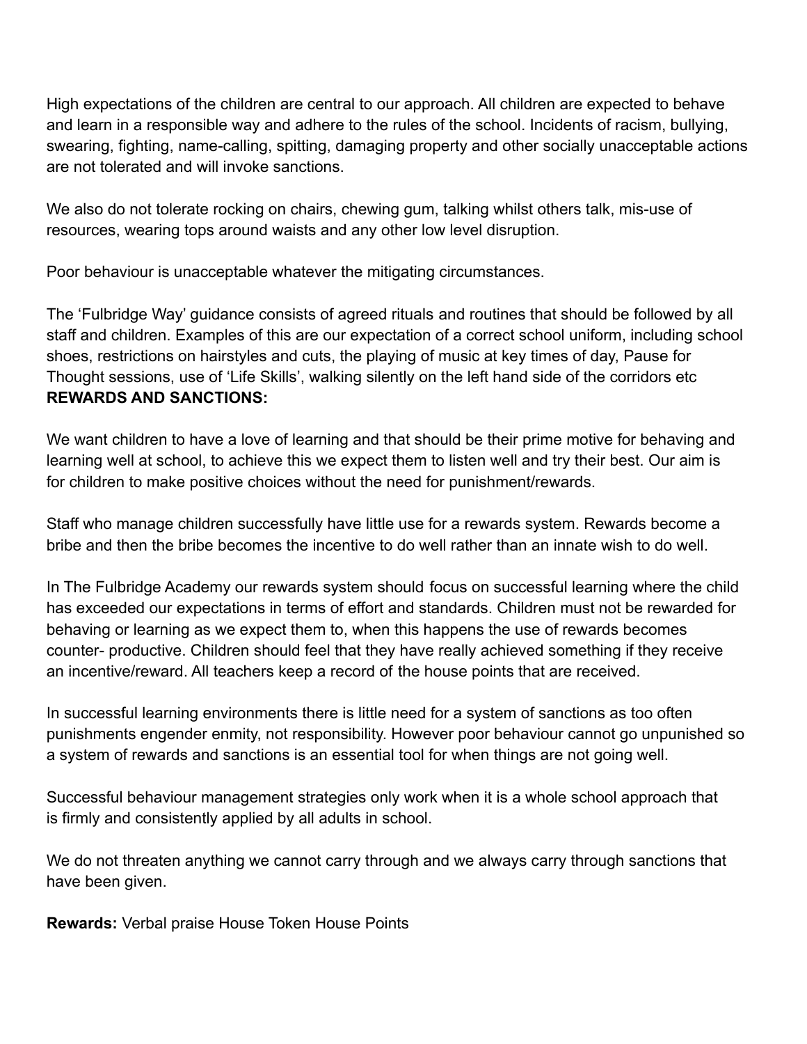High expectations of the children are central to our approach. All children are expected to behave and learn in a responsible way and adhere to the rules of the school. Incidents of racism, bullying, swearing, fighting, name-calling, spitting, damaging property and other socially unacceptable actions are not tolerated and will invoke sanctions.

We also do not tolerate rocking on chairs, chewing gum, talking whilst others talk, mis-use of resources, wearing tops around waists and any other low level disruption.

Poor behaviour is unacceptable whatever the mitigating circumstances.

The 'Fulbridge Way' guidance consists of agreed rituals and routines that should be followed by all staff and children. Examples of this are our expectation of a correct school uniform, including school shoes, restrictions on hairstyles and cuts, the playing of music at key times of day, Pause for Thought sessions, use of 'Life Skills', walking silently on the left hand side of the corridors etc

**REWARDS AND SANCTIONS:**

We want children to have a love of learning and that should be their prime motive for behaving and learning well at school, to achieve this we expect them to listen well and try their best. Our aim is for children to make positive choices without the need for punishment/rewards.

Staff who manage children successfully have little use for a rewards system. Rewards become a bribe and then the bribe becomes the incentive to do well rather than an innate wish to do well.

In The Fulbridge Academy our rewards system should focus on successful learning where the child has exceeded our expectations in terms of effort and standards. Children must not be rewarded for behaving or learning as we expect them to, when this happens the use of rewards becomes counter- productive. Children should feel that they have really achieved something if they receive an incentive/reward. All teachers keep a record of the house points that are received.

In successful learning environments there is little need for a system of sanctions as too often punishments engender enmity, not responsibility. However poor behaviour cannot go unpunished so a system of rewards and sanctions is an essential tool for when things are not going well.

Successful behaviour management strategies only work when it is a whole school approach that is firmly and consistently applied by all adults in school.

We do not threaten anything we cannot carry through and we always carry through sanctions that have been given.

**Rewards:** Verbal praise House Token House Points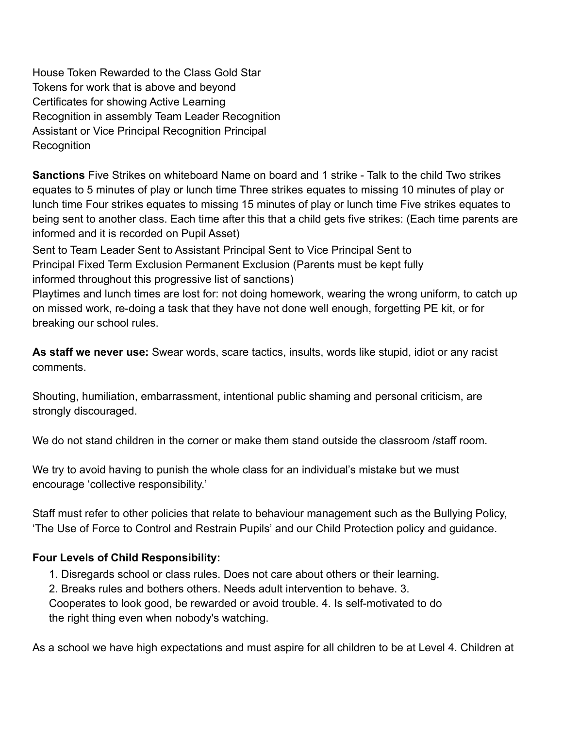House Token Rewarded to the Class Gold Star
Tokens for work that is above and beyond
Certificates for showing Active Learning
Recognition in assembly Team Leader Recognition
Assistant or Vice Principal Recognition Principal
Recognition

**Sanctions** Five Strikes on whiteboard Name on board and 1 strike - Talk to the child Two strikes equates to 5 minutes of play or lunch time Three strikes equates to missing 10 minutes of play or lunch time Four strikes equates to missing 15 minutes of play or lunch time Five strikes equates to being sent to another class. Each time after this that a child gets five strikes: (Each time parents are informed and it is recorded on Pupil Asset)

Sent to Team Leader Sent to Assistant Principal Sent to Vice Principal Sent to Principal Fixed Term Exclusion Permanent Exclusion (Parents must be kept fully informed throughout this progressive list of sanctions)
Playtimes and lunch times are lost for: not doing homework, wearing the wrong uniform, to catch up on missed work, re-doing a task that they have not done well enough, forgetting PE kit, or for breaking our school rules.

**As staff we never use:** Swear words, scare tactics, insults, words like stupid, idiot or any racist comments.

Shouting, humiliation, embarrassment, intentional public shaming and personal criticism, are strongly discouraged.

We do not stand children in the corner or make them stand outside the classroom /staff room.

We try to avoid having to punish the whole class for an individual's mistake but we must encourage 'collective responsibility.'

Staff must refer to other policies that relate to behaviour management such as the Bullying Policy, 'The Use of Force to Control and Restrain Pupils' and our Child Protection policy and guidance.

**Four Levels of Child Responsibility:**

1. Disregards school or class rules. Does not care about others or their learning.
2. Breaks rules and bothers others. Needs adult intervention to behave.
3. Cooperates to look good, be rewarded or avoid trouble.
4. Is self-motivated to do the right thing even when nobody's watching.

As a school we have high expectations and must aspire for all children to be at Level 4. Children at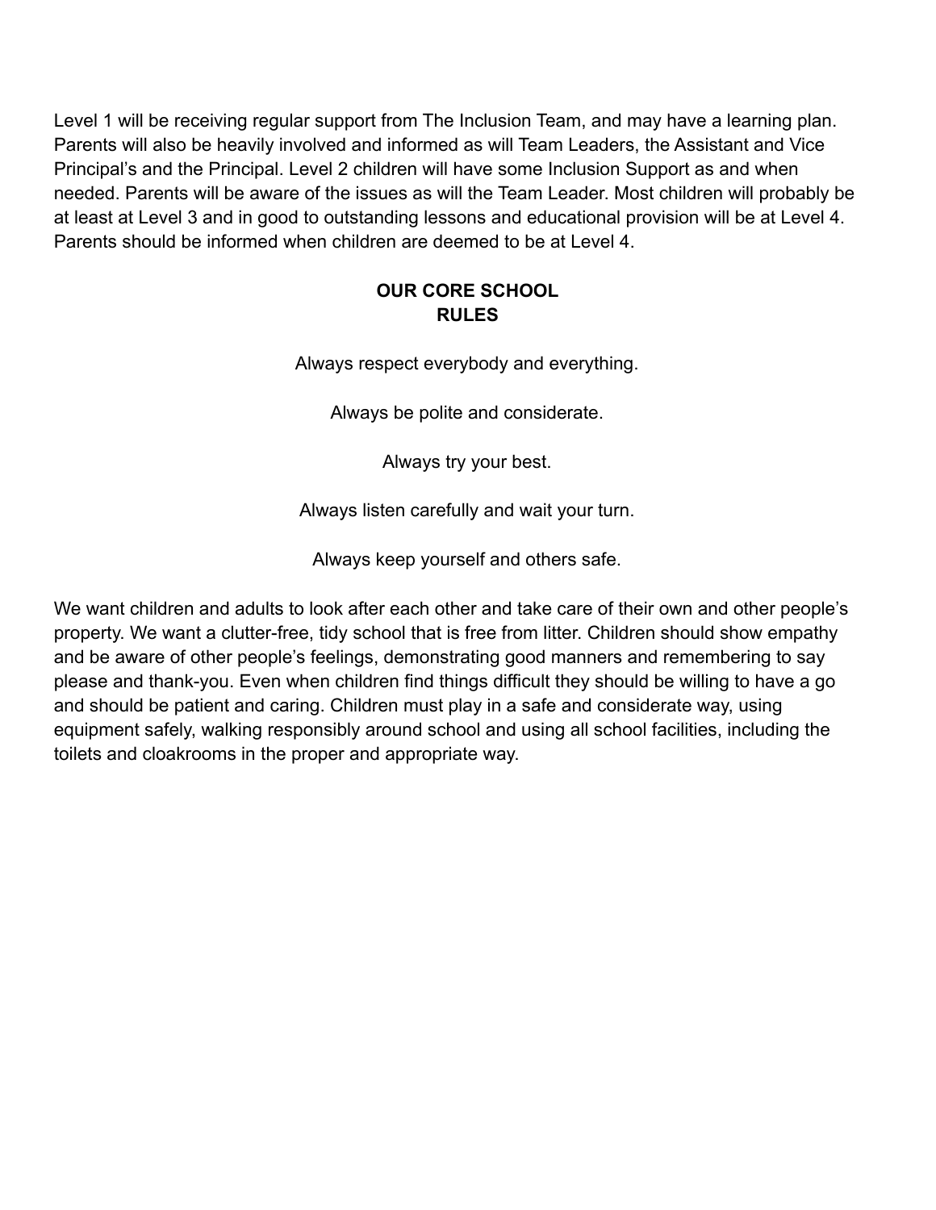Level 1 will be receiving regular support from The Inclusion Team, and may have a learning plan. Parents will also be heavily involved and informed as will Team Leaders, the Assistant and Vice Principal's and the Principal. Level 2 children will have some Inclusion Support as and when needed. Parents will be aware of the issues as will the Team Leader. Most children will probably be at least at Level 3 and in good to outstanding lessons and educational provision will be at Level 4. Parents should be informed when children are deemed to be at Level 4.

## OUR CORE SCHOOL RULES

Always respect everybody and everything.

Always be polite and considerate.

Always try your best.

Always listen carefully and wait your turn.

Always keep yourself and others safe.

We want children and adults to look after each other and take care of their own and other people's property. We want a clutter-free, tidy school that is free from litter. Children should show empathy and be aware of other people's feelings, demonstrating good manners and remembering to say please and thank-you. Even when children find things difficult they should be willing to have a go and should be patient and caring. Children must play in a safe and considerate way, using equipment safely, walking responsibly around school and using all school facilities, including the toilets and cloakrooms in the proper and appropriate way.